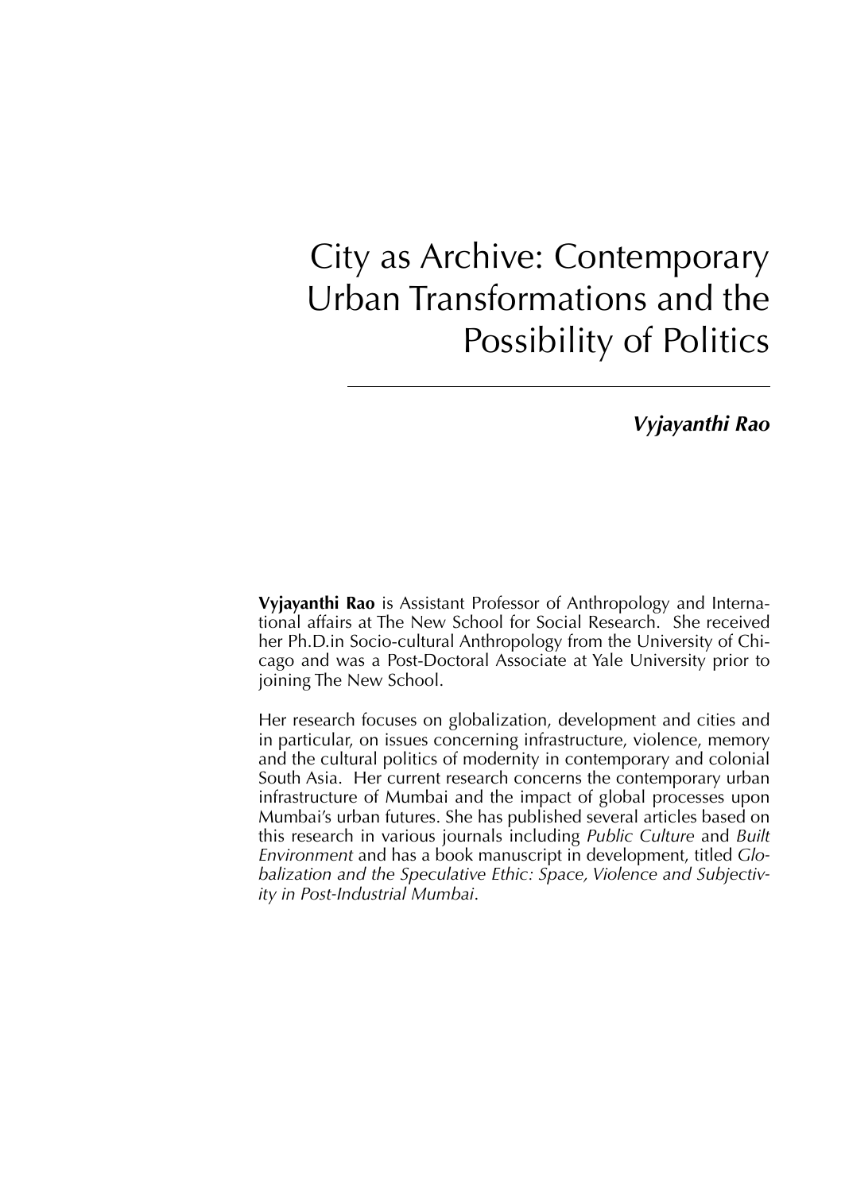# City as Archive: Contemporary Urban Transformations and the Possibility of Politics

***Vyjayanthi Rao***

**Vyjayanthi Rao** is Assistant Professor of Anthropology and International affairs at The New School for Social Research. She received her Ph.D.in Socio-cultural Anthropology from the University of Chicago and was a Post-Doctoral Associate at Yale University prior to joining The New School.

Her research focuses on globalization, development and cities and in particular, on issues concerning infrastructure, violence, memory and the cultural politics of modernity in contemporary and colonial South Asia. Her current research concerns the contemporary urban infrastructure of Mumbai and the impact of global processes upon Mumbai's urban futures. She has published several articles based on this research in various journals including *Public Culture* and *Built Environment* and has a book manuscript in development, titled *Globalization and the Speculative Ethic: Space, Violence and Subjectivity in Post-Industrial Mumbai*.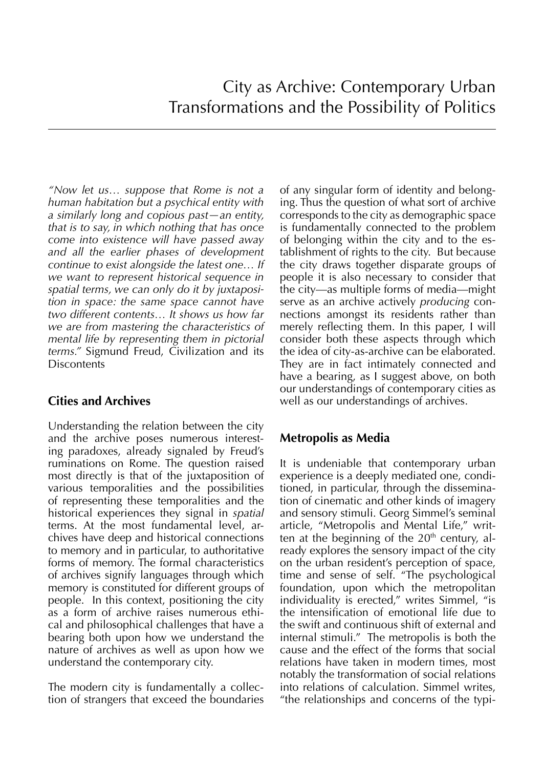# City as Archive: Contemporary Urban Transformations and the Possibility of Politics

*"Now let us… suppose that Rome is not a human habitation but a psychical entity with a similarly long and copious past—an entity, that is to say, in which nothing that has once come into existence will have passed away and all the earlier phases of development continue to exist alongside the latest one… If we want to represent historical sequence in spatial terms, we can only do it by juxtaposition in space: the same space cannot have two different contents… It shows us how far we are from mastering the characteristics of mental life by representing them in pictorial terms."* Sigmund Freud, Civilization and its Discontents

## Cities and Archives

Understanding the relation between the city and the archive poses numerous interesting paradoxes, already signaled by Freud's ruminations on Rome. The question raised most directly is that of the juxtaposition of various temporalities and the possibilities of representing these temporalities and the historical experiences they signal in *spatial* terms. At the most fundamental level, archives have deep and historical connections to memory and in particular, to authoritative forms of memory. The formal characteristics of archives signify languages through which memory is constituted for different groups of people. In this context, positioning the city as a form of archive raises numerous ethical and philosophical challenges that have a bearing both upon how we understand the nature of archives as well as upon how we understand the contemporary city.

The modern city is fundamentally a collection of strangers that exceed the boundaries of any singular form of identity and belonging. Thus the question of what sort of archive corresponds to the city as demographic space is fundamentally connected to the problem of belonging within the city and to the establishment of rights to the city. But because the city draws together disparate groups of people it is also necessary to consider that the city—as multiple forms of media—might serve as an archive actively *producing* connections amongst its residents rather than merely reflecting them. In this paper, I will consider both these aspects through which the idea of city-as-archive can be elaborated. They are in fact intimately connected and have a bearing, as I suggest above, on both our understandings of contemporary cities as well as our understandings of archives.

## Metropolis as Media

It is undeniable that contemporary urban experience is a deeply mediated one, conditioned, in particular, through the dissemination of cinematic and other kinds of imagery and sensory stimuli. Georg Simmel's seminal article, "Metropolis and Mental Life," written at the beginning of the 20th century, already explores the sensory impact of the city on the urban resident's perception of space, time and sense of self. "The psychological foundation, upon which the metropolitan individuality is erected," writes Simmel, "is the intensification of emotional life due to the swift and continuous shift of external and internal stimuli." The metropolis is both the cause and the effect of the forms that social relations have taken in modern times, most notably the transformation of social relations into relations of calculation. Simmel writes, "the relationships and concerns of the typi-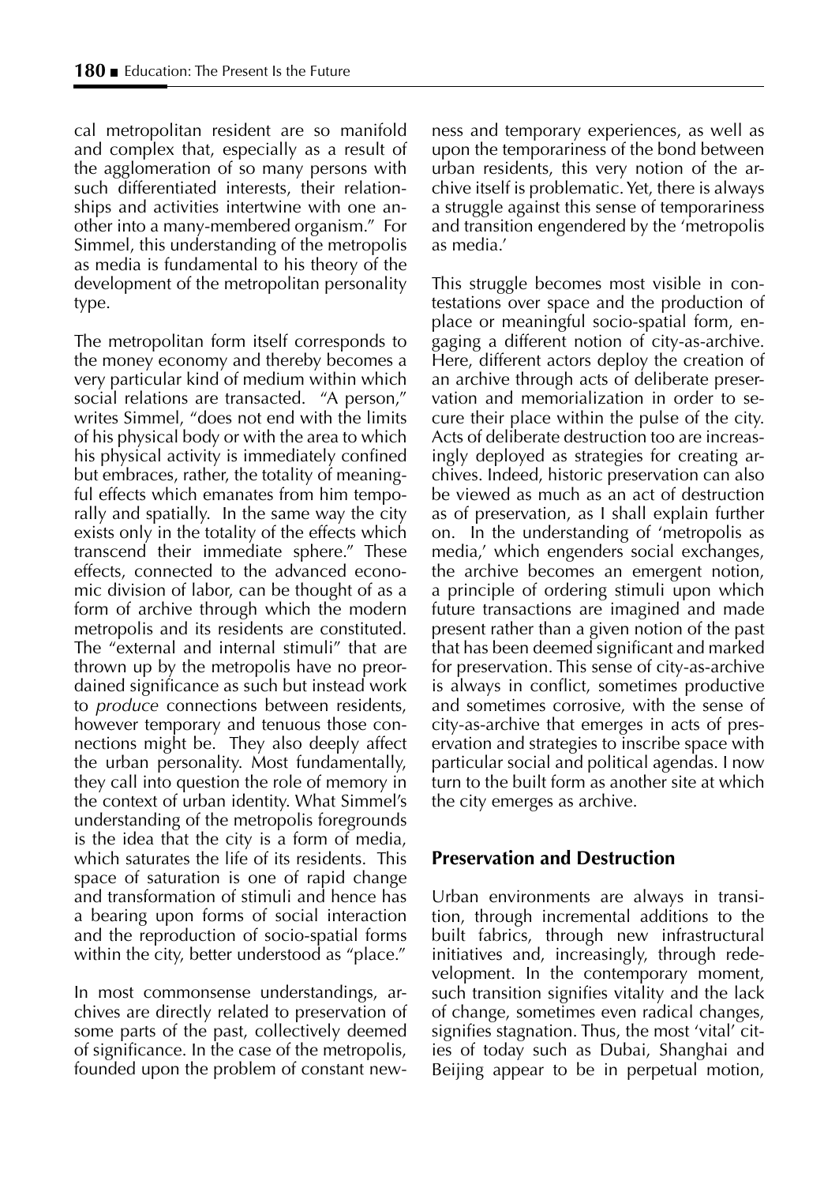cal metropolitan resident are so manifold and complex that, especially as a result of the agglomeration of so many persons with such differentiated interests, their relationships and activities intertwine with one another into a many-membered organism." For Simmel, this understanding of the metropolis as media is fundamental to his theory of the development of the metropolitan personality type.

The metropolitan form itself corresponds to the money economy and thereby becomes a very particular kind of medium within which social relations are transacted. "A person," writes Simmel, "does not end with the limits of his physical body or with the area to which his physical activity is immediately confined but embraces, rather, the totality of meaningful effects which emanates from him temporally and spatially. In the same way the city exists only in the totality of the effects which transcend their immediate sphere." These effects, connected to the advanced economic division of labor, can be thought of as a form of archive through which the modern metropolis and its residents are constituted. The "external and internal stimuli" that are thrown up by the metropolis have no preordained significance as such but instead work to *produce* connections between residents, however temporary and tenuous those connections might be. They also deeply affect the urban personality. Most fundamentally, they call into question the role of memory in the context of urban identity. What Simmel's understanding of the metropolis foregrounds is the idea that the city is a form of media, which saturates the life of its residents. This space of saturation is one of rapid change and transformation of stimuli and hence has a bearing upon forms of social interaction and the reproduction of socio-spatial forms within the city, better understood as "place."

In most commonsense understandings, archives are directly related to preservation of some parts of the past, collectively deemed of significance. In the case of the metropolis, founded upon the problem of constant newness and temporary experiences, as well as upon the temporariness of the bond between urban residents, this very notion of the archive itself is problematic. Yet, there is always a struggle against this sense of temporariness and transition engendered by the 'metropolis as media.'

This struggle becomes most visible in contestations over space and the production of place or meaningful socio-spatial form, engaging a different notion of city-as-archive. Here, different actors deploy the creation of an archive through acts of deliberate preservation and memorialization in order to secure their place within the pulse of the city. Acts of deliberate destruction too are increasingly deployed as strategies for creating archives. Indeed, historic preservation can also be viewed as much as an act of destruction as of preservation, as I shall explain further on. In the understanding of 'metropolis as media,' which engenders social exchanges, the archive becomes an emergent notion, a principle of ordering stimuli upon which future transactions are imagined and made present rather than a given notion of the past that has been deemed significant and marked for preservation. This sense of city-as-archive is always in conflict, sometimes productive and sometimes corrosive, with the sense of city-as-archive that emerges in acts of preservation and strategies to inscribe space with particular social and political agendas. I now turn to the built form as another site at which the city emerges as archive.

## Preservation and Destruction

Urban environments are always in transition, through incremental additions to the built fabrics, through new infrastructural initiatives and, increasingly, through redevelopment. In the contemporary moment, such transition signifies vitality and the lack of change, sometimes even radical changes, signifies stagnation. Thus, the most 'vital' cities of today such as Dubai, Shanghai and Beijing appear to be in perpetual motion,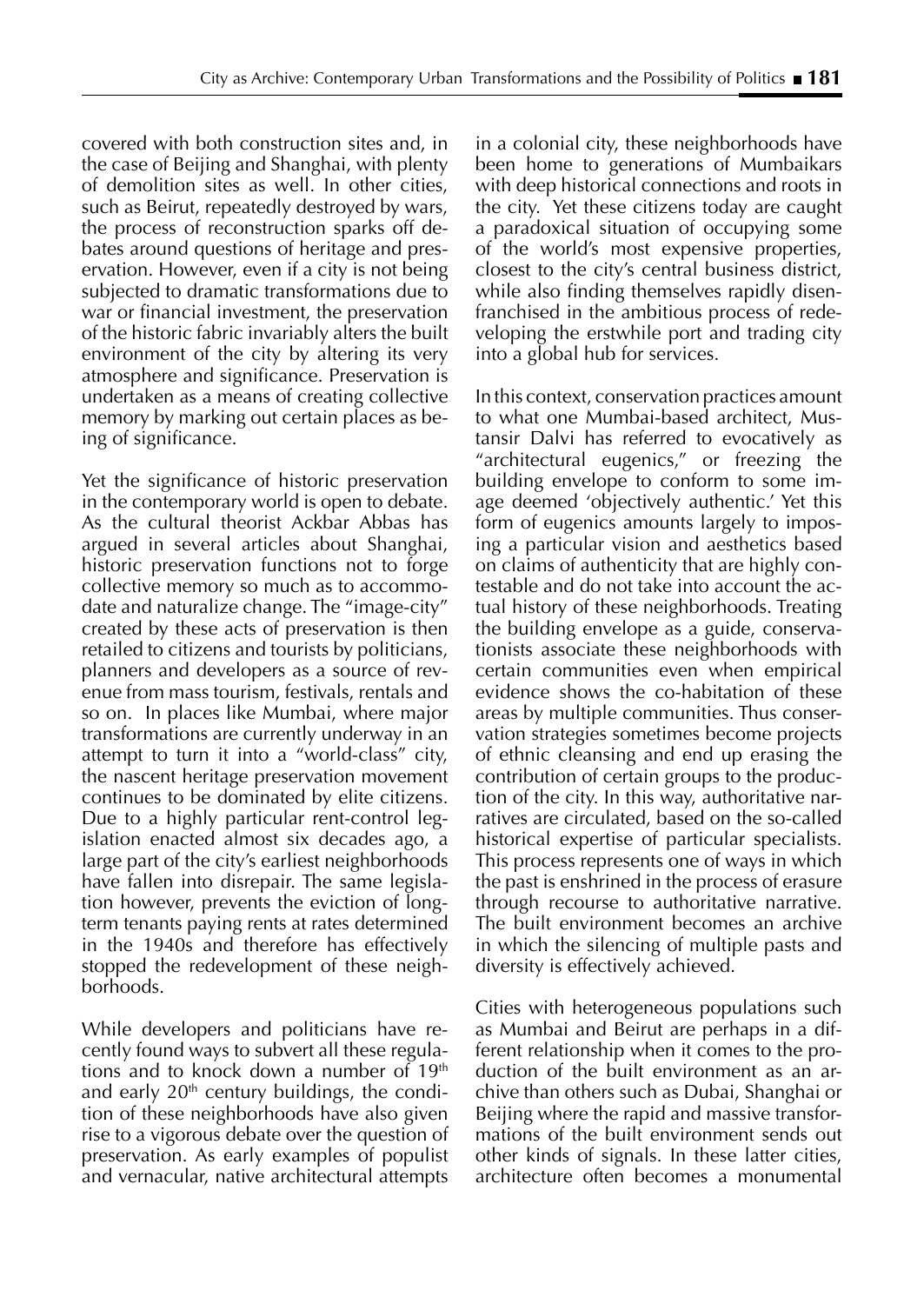covered with both construction sites and, in the case of Beijing and Shanghai, with plenty of demolition sites as well. In other cities, such as Beirut, repeatedly destroyed by wars, the process of reconstruction sparks off debates around questions of heritage and preservation. However, even if a city is not being subjected to dramatic transformations due to war or financial investment, the preservation of the historic fabric invariably alters the built environment of the city by altering its very atmosphere and significance. Preservation is undertaken as a means of creating collective memory by marking out certain places as being of significance.

Yet the significance of historic preservation in the contemporary world is open to debate. As the cultural theorist Ackbar Abbas has argued in several articles about Shanghai, historic preservation functions not to forge collective memory so much as to accommodate and naturalize change. The "image-city" created by these acts of preservation is then retailed to citizens and tourists by politicians, planners and developers as a source of revenue from mass tourism, festivals, rentals and so on. In places like Mumbai, where major transformations are currently underway in an attempt to turn it into a "world-class" city, the nascent heritage preservation movement continues to be dominated by elite citizens. Due to a highly particular rent-control legislation enacted almost six decades ago, a large part of the city's earliest neighborhoods have fallen into disrepair. The same legislation however, prevents the eviction of long-term tenants paying rents at rates determined in the 1940s and therefore has effectively stopped the redevelopment of these neighborhoods.

While developers and politicians have recently found ways to subvert all these regulations and to knock down a number of 19th and early 20th century buildings, the condition of these neighborhoods have also given rise to a vigorous debate over the question of preservation. As early examples of populist and vernacular, native architectural attempts in a colonial city, these neighborhoods have been home to generations of Mumbaikars with deep historical connections and roots in the city. Yet these citizens today are caught a paradoxical situation of occupying some of the world's most expensive properties, closest to the city's central business district, while also finding themselves rapidly disenfranchised in the ambitious process of redeveloping the erstwhile port and trading city into a global hub for services.

In this context, conservation practices amount to what one Mumbai-based architect, Mustansir Dalvi has referred to evocatively as "architectural eugenics," or freezing the building envelope to conform to some image deemed 'objectively authentic.' Yet this form of eugenics amounts largely to imposing a particular vision and aesthetics based on claims of authenticity that are highly contestable and do not take into account the actual history of these neighborhoods. Treating the building envelope as a guide, conservationists associate these neighborhoods with certain communities even when empirical evidence shows the co-habitation of these areas by multiple communities. Thus conservation strategies sometimes become projects of ethnic cleansing and end up erasing the contribution of certain groups to the production of the city. In this way, authoritative narratives are circulated, based on the so-called historical expertise of particular specialists. This process represents one of ways in which the past is enshrined in the process of erasure through recourse to authoritative narrative. The built environment becomes an archive in which the silencing of multiple pasts and diversity is effectively achieved.

Cities with heterogeneous populations such as Mumbai and Beirut are perhaps in a different relationship when it comes to the production of the built environment as an archive than others such as Dubai, Shanghai or Beijing where the rapid and massive transformations of the built environment sends out other kinds of signals. In these latter cities, architecture often becomes a monumental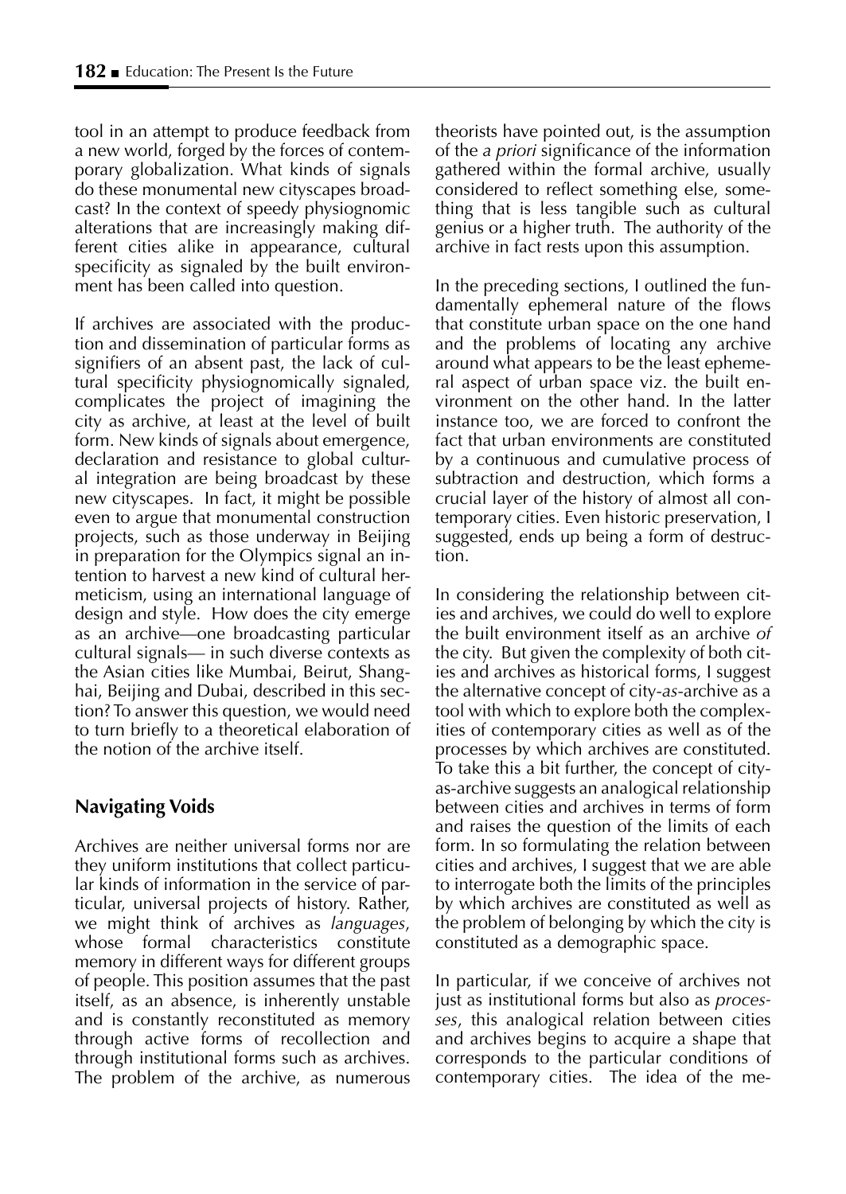tool in an attempt to produce feedback from a new world, forged by the forces of contemporary globalization. What kinds of signals do these monumental new cityscapes broadcast? In the context of speedy physiognomic alterations that are increasingly making different cities alike in appearance, cultural specificity as signaled by the built environment has been called into question.

If archives are associated with the production and dissemination of particular forms as signifiers of an absent past, the lack of cultural specificity physiognomically signaled, complicates the project of imagining the city as archive, at least at the level of built form. New kinds of signals about emergence, declaration and resistance to global cultural integration are being broadcast by these new cityscapes. In fact, it might be possible even to argue that monumental construction projects, such as those underway in Beijing in preparation for the Olympics signal an intention to harvest a new kind of cultural hermeticism, using an international language of design and style. How does the city emerge as an archive—one broadcasting particular cultural signals— in such diverse contexts as the Asian cities like Mumbai, Beirut, Shanghai, Beijing and Dubai, described in this section? To answer this question, we would need to turn briefly to a theoretical elaboration of the notion of the archive itself.

## Navigating Voids

Archives are neither universal forms nor are they uniform institutions that collect particular kinds of information in the service of particular, universal projects of history. Rather, we might think of archives as *languages*, whose formal characteristics constitute memory in different ways for different groups of people. This position assumes that the past itself, as an absence, is inherently unstable and is constantly reconstituted as memory through active forms of recollection and through institutional forms such as archives. The problem of the archive, as numerous theorists have pointed out, is the assumption of the *a priori* significance of the information gathered within the formal archive, usually considered to reflect something else, something that is less tangible such as cultural genius or a higher truth. The authority of the archive in fact rests upon this assumption.

In the preceding sections, I outlined the fundamentally ephemeral nature of the flows that constitute urban space on the one hand and the problems of locating any archive around what appears to be the least ephemeral aspect of urban space viz. the built environment on the other hand. In the latter instance too, we are forced to confront the fact that urban environments are constituted by a continuous and cumulative process of subtraction and destruction, which forms a crucial layer of the history of almost all contemporary cities. Even historic preservation, I suggested, ends up being a form of destruction.

In considering the relationship between cities and archives, we could do well to explore the built environment itself as an archive *of* the city. But given the complexity of both cities and archives as historical forms, I suggest the alternative concept of city-*as*-archive as a tool with which to explore both the complexities of contemporary cities as well as of the processes by which archives are constituted. To take this a bit further, the concept of city-as-archive suggests an analogical relationship between cities and archives in terms of form and raises the question of the limits of each form. In so formulating the relation between cities and archives, I suggest that we are able to interrogate both the limits of the principles by which archives are constituted as well as the problem of belonging by which the city is constituted as a demographic space.

In particular, if we conceive of archives not just as institutional forms but also as *processes*, this analogical relation between cities and archives begins to acquire a shape that corresponds to the particular conditions of contemporary cities. The idea of the me-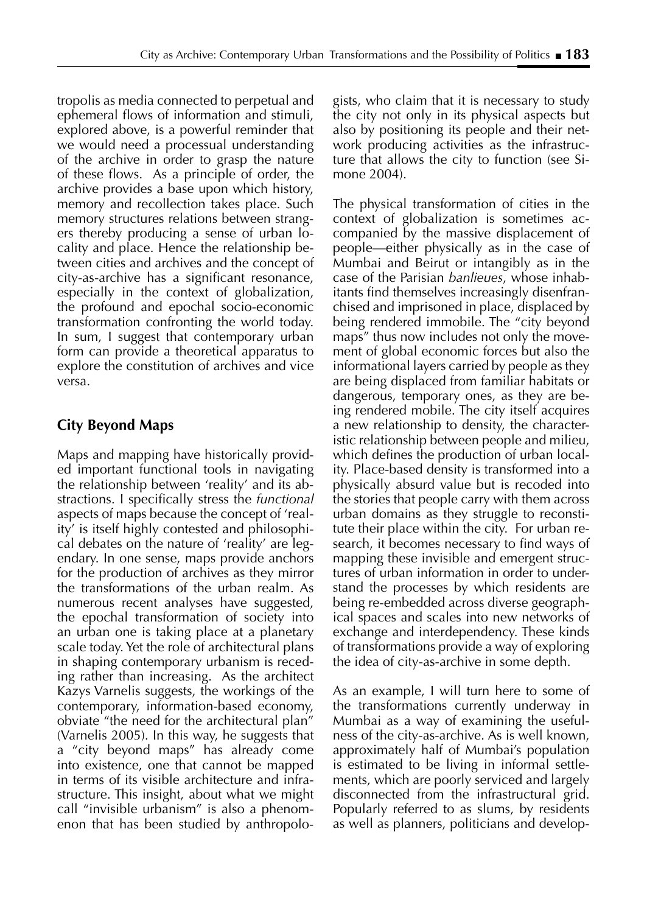tropolis as media connected to perpetual and ephemeral flows of information and stimuli, explored above, is a powerful reminder that we would need a processual understanding of the archive in order to grasp the nature of these flows. As a principle of order, the archive provides a base upon which history, memory and recollection takes place. Such memory structures relations between strangers thereby producing a sense of urban locality and place. Hence the relationship between cities and archives and the concept of city-as-archive has a significant resonance, especially in the context of globalization, the profound and epochal socio-economic transformation confronting the world today. In sum, I suggest that contemporary urban form can provide a theoretical apparatus to explore the constitution of archives and vice versa.

## City Beyond Maps

Maps and mapping have historically provided important functional tools in navigating the relationship between 'reality' and its abstractions. I specifically stress the *functional* aspects of maps because the concept of 'reality' is itself highly contested and philosophical debates on the nature of 'reality' are legendary. In one sense, maps provide anchors for the production of archives as they mirror the transformations of the urban realm. As numerous recent analyses have suggested, the epochal transformation of society into an urban one is taking place at a planetary scale today. Yet the role of architectural plans in shaping contemporary urbanism is receding rather than increasing. As the architect Kazys Varnelis suggests, the workings of the contemporary, information-based economy, obviate "the need for the architectural plan" (Varnelis 2005). In this way, he suggests that a "city beyond maps" has already come into existence, one that cannot be mapped in terms of its visible architecture and infrastructure. This insight, about what we might call "invisible urbanism" is also a phenomenon that has been studied by anthropologists, who claim that it is necessary to study the city not only in its physical aspects but also by positioning its people and their network producing activities as the infrastructure that allows the city to function (see Simone 2004).

The physical transformation of cities in the context of globalization is sometimes accompanied by the massive displacement of people—either physically as in the case of Mumbai and Beirut or intangibly as in the case of the Parisian *banlieues*, whose inhabitants find themselves increasingly disenfranchised and imprisoned in place, displaced by being rendered immobile. The "city beyond maps" thus now includes not only the movement of global economic forces but also the informational layers carried by people as they are being displaced from familiar habitats or dangerous, temporary ones, as they are being rendered mobile. The city itself acquires a new relationship to density, the characteristic relationship between people and milieu, which defines the production of urban locality. Place-based density is transformed into a physically absurd value but is recoded into the stories that people carry with them across urban domains as they struggle to reconstitute their place within the city. For urban research, it becomes necessary to find ways of mapping these invisible and emergent structures of urban information in order to understand the processes by which residents are being re-embedded across diverse geographical spaces and scales into new networks of exchange and interdependency. These kinds of transformations provide a way of exploring the idea of city-as-archive in some depth.

As an example, I will turn here to some of the transformations currently underway in Mumbai as a way of examining the usefulness of the city-as-archive. As is well known, approximately half of Mumbai's population is estimated to be living in informal settlements, which are poorly serviced and largely disconnected from the infrastructural grid. Popularly referred to as slums, by residents as well as planners, politicians and develop-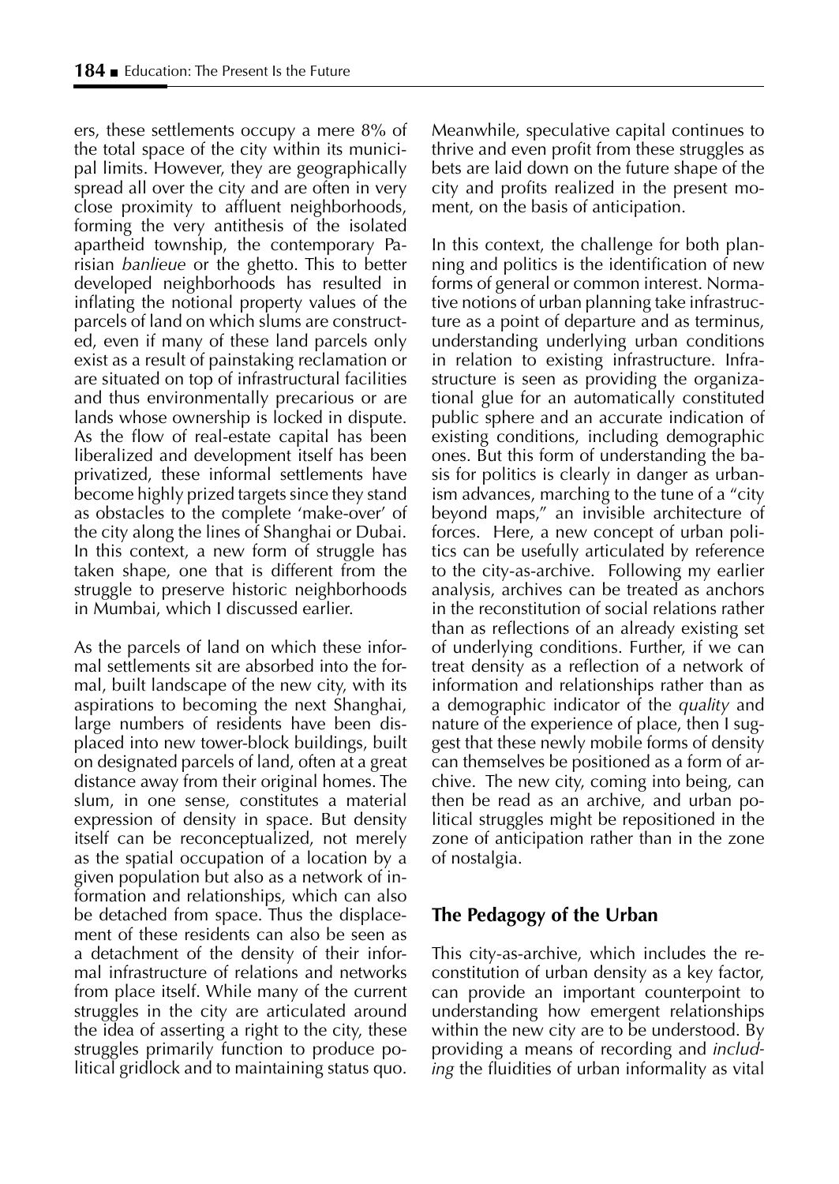ers, these settlements occupy a mere 8% of the total space of the city within its municipal limits. However, they are geographically spread all over the city and are often in very close proximity to affluent neighborhoods, forming the very antithesis of the isolated apartheid township, the contemporary Parisian *banlieue* or the ghetto. This to better developed neighborhoods has resulted in inflating the notional property values of the parcels of land on which slums are constructed, even if many of these land parcels only exist as a result of painstaking reclamation or are situated on top of infrastructural facilities and thus environmentally precarious or are lands whose ownership is locked in dispute. As the flow of real-estate capital has been liberalized and development itself has been privatized, these informal settlements have become highly prized targets since they stand as obstacles to the complete 'make-over' of the city along the lines of Shanghai or Dubai. In this context, a new form of struggle has taken shape, one that is different from the struggle to preserve historic neighborhoods in Mumbai, which I discussed earlier.

As the parcels of land on which these informal settlements sit are absorbed into the formal, built landscape of the new city, with its aspirations to becoming the next Shanghai, large numbers of residents have been displaced into new tower-block buildings, built on designated parcels of land, often at a great distance away from their original homes. The slum, in one sense, constitutes a material expression of density in space. But density itself can be reconceptualized, not merely as the spatial occupation of a location by a given population but also as a network of information and relationships, which can also be detached from space. Thus the displacement of these residents can also be seen as a detachment of the density of their informal infrastructure of relations and networks from place itself. While many of the current struggles in the city are articulated around the idea of asserting a right to the city, these struggles primarily function to produce political gridlock and to maintaining status quo. Meanwhile, speculative capital continues to thrive and even profit from these struggles as bets are laid down on the future shape of the city and profits realized in the present moment, on the basis of anticipation.

In this context, the challenge for both planning and politics is the identification of new forms of general or common interest. Normative notions of urban planning take infrastructure as a point of departure and as terminus, understanding underlying urban conditions in relation to existing infrastructure. Infrastructure is seen as providing the organizational glue for an automatically constituted public sphere and an accurate indication of existing conditions, including demographic ones. But this form of understanding the basis for politics is clearly in danger as urbanism advances, marching to the tune of a "city beyond maps," an invisible architecture of forces. Here, a new concept of urban politics can be usefully articulated by reference to the city-as-archive. Following my earlier analysis, archives can be treated as anchors in the reconstitution of social relations rather than as reflections of an already existing set of underlying conditions. Further, if we can treat density as a reflection of a network of information and relationships rather than as a demographic indicator of the *quality* and nature of the experience of place, then I suggest that these newly mobile forms of density can themselves be positioned as a form of archive. The new city, coming into being, can then be read as an archive, and urban political struggles might be repositioned in the zone of anticipation rather than in the zone of nostalgia.

## The Pedagogy of the Urban

This city-as-archive, which includes the reconstitution of urban density as a key factor, can provide an important counterpoint to understanding how emergent relationships within the new city are to be understood. By providing a means of recording and *including* the fluidities of urban informality as vital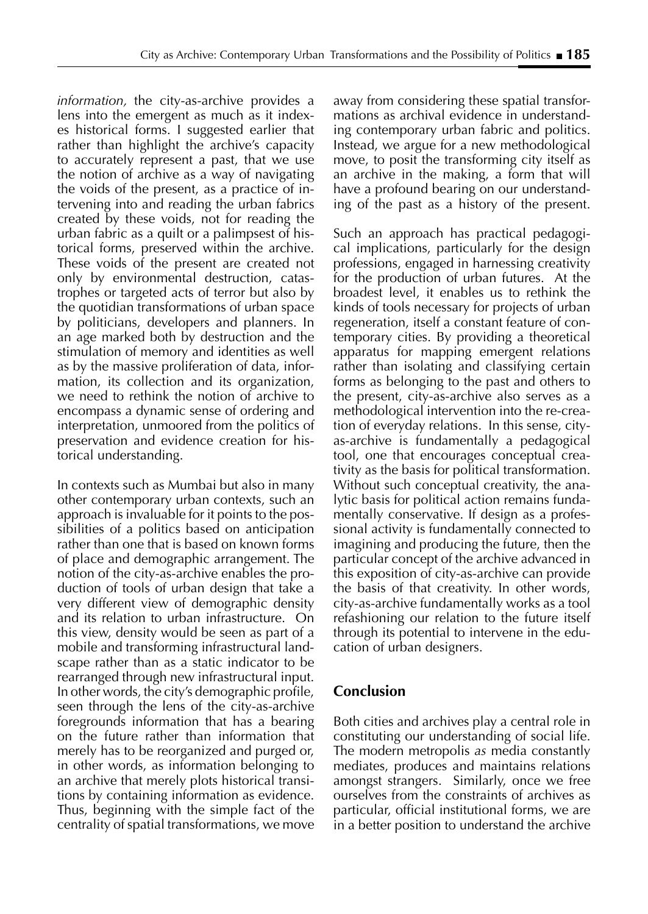*information,* the city-as-archive provides a lens into the emergent as much as it indexes historical forms. I suggested earlier that rather than highlight the archive's capacity to accurately represent a past, that we use the notion of archive as a way of navigating the voids of the present, as a practice of intervening into and reading the urban fabrics created by these voids, not for reading the urban fabric as a quilt or a palimpsest of historical forms, preserved within the archive. These voids of the present are created not only by environmental destruction, catastrophes or targeted acts of terror but also by the quotidian transformations of urban space by politicians, developers and planners. In an age marked both by destruction and the stimulation of memory and identities as well as by the massive proliferation of data, information, its collection and its organization, we need to rethink the notion of archive to encompass a dynamic sense of ordering and interpretation, unmoored from the politics of preservation and evidence creation for historical understanding.

In contexts such as Mumbai but also in many other contemporary urban contexts, such an approach is invaluable for it points to the possibilities of a politics based on anticipation rather than one that is based on known forms of place and demographic arrangement. The notion of the city-as-archive enables the production of tools of urban design that take a very different view of demographic density and its relation to urban infrastructure. On this view, density would be seen as part of a mobile and transforming infrastructural landscape rather than as a static indicator to be rearranged through new infrastructural input. In other words, the city's demographic profile, seen through the lens of the city-as-archive foregrounds information that has a bearing on the future rather than information that merely has to be reorganized and purged or, in other words, as information belonging to an archive that merely plots historical transitions by containing information as evidence. Thus, beginning with the simple fact of the centrality of spatial transformations, we move away from considering these spatial transformations as archival evidence in understanding contemporary urban fabric and politics. Instead, we argue for a new methodological move, to posit the transforming city itself as an archive in the making, a form that will have a profound bearing on our understanding of the past as a history of the present.

Such an approach has practical pedagogical implications, particularly for the design professions, engaged in harnessing creativity for the production of urban futures. At the broadest level, it enables us to rethink the kinds of tools necessary for projects of urban regeneration, itself a constant feature of contemporary cities. By providing a theoretical apparatus for mapping emergent relations rather than isolating and classifying certain forms as belonging to the past and others to the present, city-as-archive also serves as a methodological intervention into the re-creation of everyday relations. In this sense, city-as-archive is fundamentally a pedagogical tool, one that encourages conceptual creativity as the basis for political transformation. Without such conceptual creativity, the analytic basis for political action remains fundamentally conservative. If design as a professional activity is fundamentally connected to imagining and producing the future, then the particular concept of the archive advanced in this exposition of city-as-archive can provide the basis of that creativity. In other words, city-as-archive fundamentally works as a tool refashioning our relation to the future itself through its potential to intervene in the education of urban designers.

## Conclusion

Both cities and archives play a central role in constituting our understanding of social life. The modern metropolis *as* media constantly mediates, produces and maintains relations amongst strangers. Similarly, once we free ourselves from the constraints of archives as particular, official institutional forms, we are in a better position to understand the archive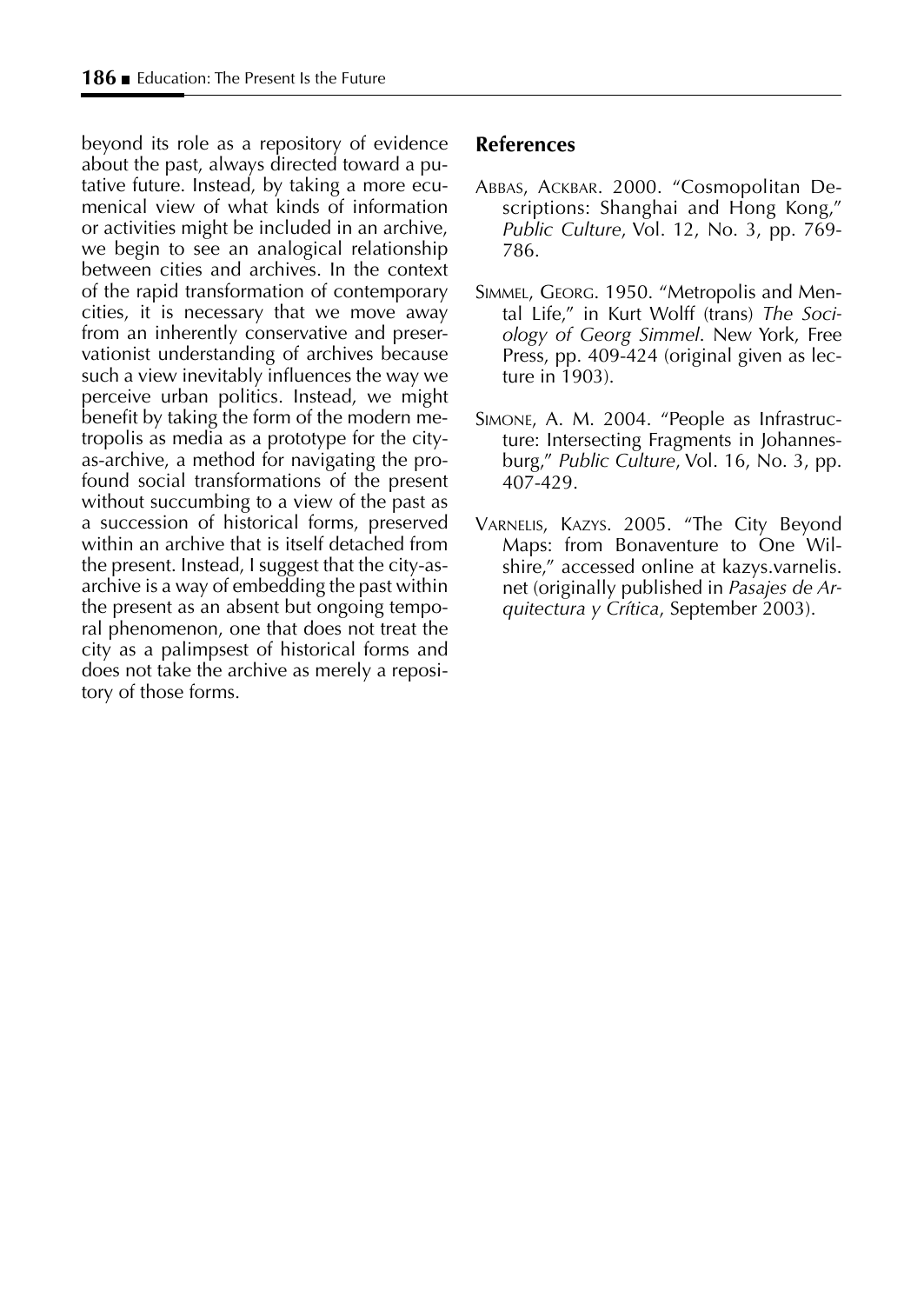beyond its role as a repository of evidence about the past, always directed toward a putative future. Instead, by taking a more ecumenical view of what kinds of information or activities might be included in an archive, we begin to see an analogical relationship between cities and archives. In the context of the rapid transformation of contemporary cities, it is necessary that we move away from an inherently conservative and preservationist understanding of archives because such a view inevitably influences the way we perceive urban politics. Instead, we might benefit by taking the form of the modern metropolis as media as a prototype for the city-as-archive, a method for navigating the profound social transformations of the present without succumbing to a view of the past as a succession of historical forms, preserved within an archive that is itself detached from the present. Instead, I suggest that the city-as-archive is a way of embedding the past within the present as an absent but ongoing temporal phenomenon, one that does not treat the city as a palimpsest of historical forms and does not take the archive as merely a repository of those forms.

## References

Abbas, Ackbar. 2000. "Cosmopolitan Descriptions: Shanghai and Hong Kong," *Public Culture*, Vol. 12, No. 3, pp. 769-786.

Simmel, Georg. 1950. "Metropolis and Mental Life," in Kurt Wolff (trans) *The Sociology of Georg Simmel*. New York, Free Press, pp. 409-424 (original given as lecture in 1903).

Simone, A. M. 2004. "People as Infrastructure: Intersecting Fragments in Johannesburg," *Public Culture*, Vol. 16, No. 3, pp. 407-429.

Varnelis, Kazys. 2005. "The City Beyond Maps: from Bonaventure to One Wilshire," accessed online at kazys.varnelis.net (originally published in *Pasajes de Arquitectura y Crítica*, September 2003).